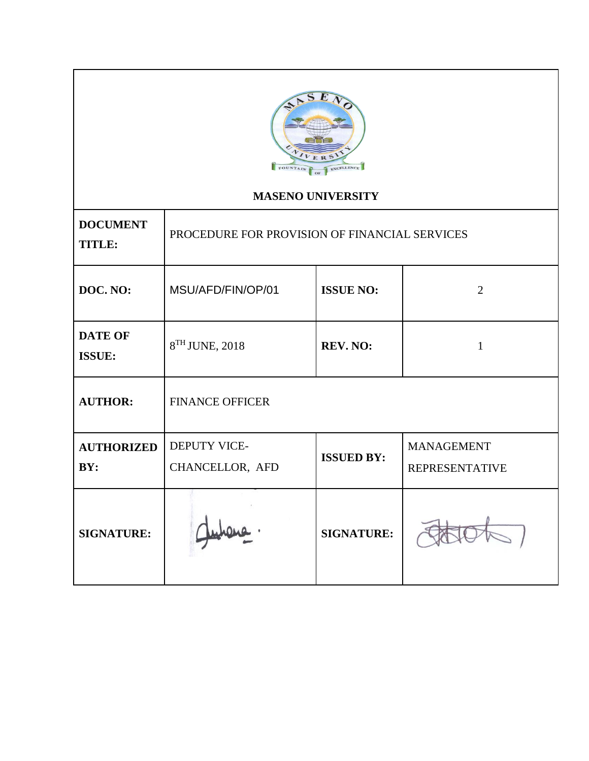# MASENO UNIVERSITY

| **DOCUMENT TITLE:** | PROCEDURE FOR PROVISION OF FINANCIAL SERVICES | | |
|---|---|---|---|
| **DOC. NO:** | MSU/AFD/FIN/OP/01 | **ISSUE NO:** | 2 |
| **DATE OF ISSUE:** | 8TH JUNE, 2018 | **REV. NO:** | 1 |
| **AUTHOR:** | FINANCE OFFICER | | |
| **AUTHORIZED BY:** | DEPUTY VICE-CHANCELLOR, AFD | **ISSUED BY:** | MANAGEMENT REPRESENTATIVE |
| **SIGNATURE:** | | **SIGNATURE:** | |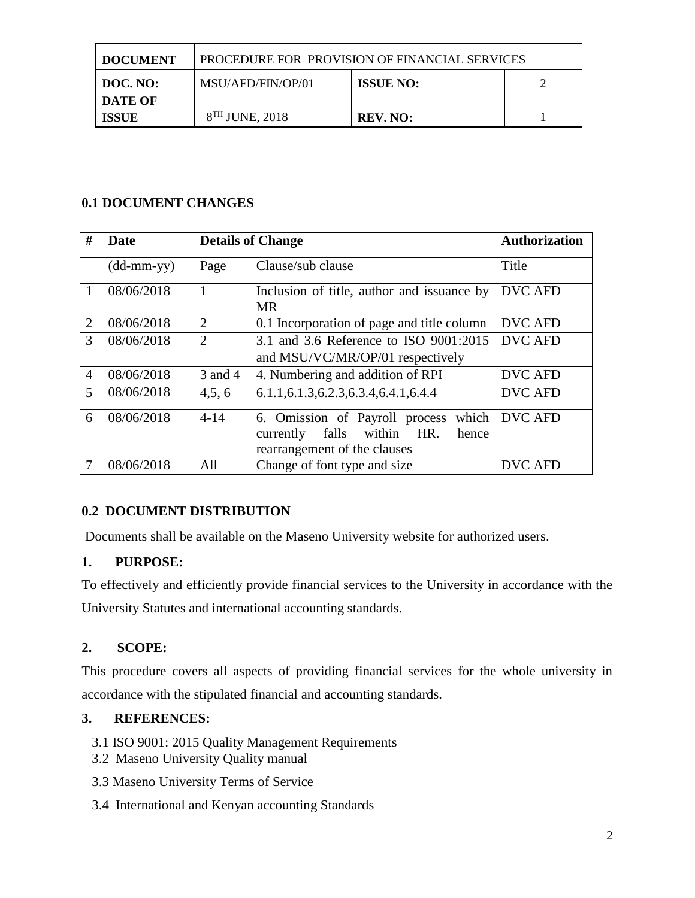| DOCUMENT | PROCEDURE FOR PROVISION OF FINANCIAL SERVICES | | |
|---|---|---|---|
| DOC. NO: | MSU/AFD/FIN/OP/01 | ISSUE NO: | 2 |
| DATE OF ISSUE | 8TH JUNE, 2018 | REV. NO: | 1 |

## 0.1 DOCUMENT CHANGES

| # | Date | Details of Change | | Authorization |
|---|---|---|---|---|
| | (dd-mm-yy) | Page | Clause/sub clause | Title |
| 1 | 08/06/2018 | 1 | Inclusion of title, author and issuance by MR | DVC AFD |
| 2 | 08/06/2018 | 2 | 0.1 Incorporation of page and title column | DVC AFD |
| 3 | 08/06/2018 | 2 | 3.1 and 3.6 Reference to ISO 9001:2015 and MSU/VC/MR/OP/01 respectively | DVC AFD |
| 4 | 08/06/2018 | 3 and 4 | 4. Numbering and addition of RPI | DVC AFD |
| 5 | 08/06/2018 | 4,5, 6 | 6.1.1,6.1.3,6.2.3,6.3.4,6.4.1,6.4.4 | DVC AFD |
| 6 | 08/06/2018 | 4-14 | 6. Omission of Payroll process which currently falls within HR. hence rearrangement of the clauses | DVC AFD |
| 7 | 08/06/2018 | All | Change of font type and size | DVC AFD |

## 0.2 DOCUMENT DISTRIBUTION

Documents shall be available on the Maseno University website for authorized users.

## 1. PURPOSE:

To effectively and efficiently provide financial services to the University in accordance with the University Statutes and international accounting standards.

## 2. SCOPE:

This procedure covers all aspects of providing financial services for the whole university in accordance with the stipulated financial and accounting standards.

## 3. REFERENCES:

3.1 ISO 9001: 2015 Quality Management Requirements

3.2 Maseno University Quality manual

3.3 Maseno University Terms of Service

3.4 International and Kenyan accounting Standards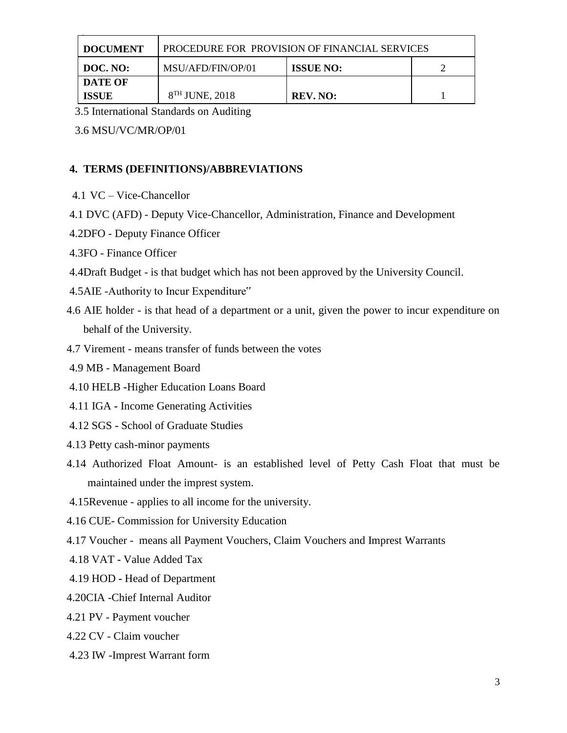3.5 International Standards on Auditing

3.6 MSU/VC/MR/OP/01

## 4. TERMS (DEFINITIONS)/ABBREVIATIONS

4.1 VC – Vice-Chancellor

4.1 DVC (AFD) - Deputy Vice-Chancellor, Administration, Finance and Development

4.2DFO - Deputy Finance Officer

4.3FO - Finance Officer

4.4Draft Budget - is that budget which has not been approved by the University Council.

4.5AIE -Authority to Incur Expenditure"

4.6 AIE holder - is that head of a department or a unit, given the power to incur expenditure on behalf of the University.

4.7 Virement - means transfer of funds between the votes

4.9 MB - Management Board

4.10 HELB -Higher Education Loans Board

4.11 IGA - Income Generating Activities

4.12 SGS - School of Graduate Studies

4.13 Petty cash-minor payments

4.14 Authorized Float Amount- is an established level of Petty Cash Float that must be maintained under the imprest system.

4.15Revenue - applies to all income for the university.

4.16 CUE- Commission for University Education

4.17 Voucher - means all Payment Vouchers, Claim Vouchers and Imprest Warrants

4.18 VAT - Value Added Tax

4.19 HOD - Head of Department

4.20CIA -Chief Internal Auditor

4.21 PV - Payment voucher

4.22 CV - Claim voucher

4.23 IW -Imprest Warrant form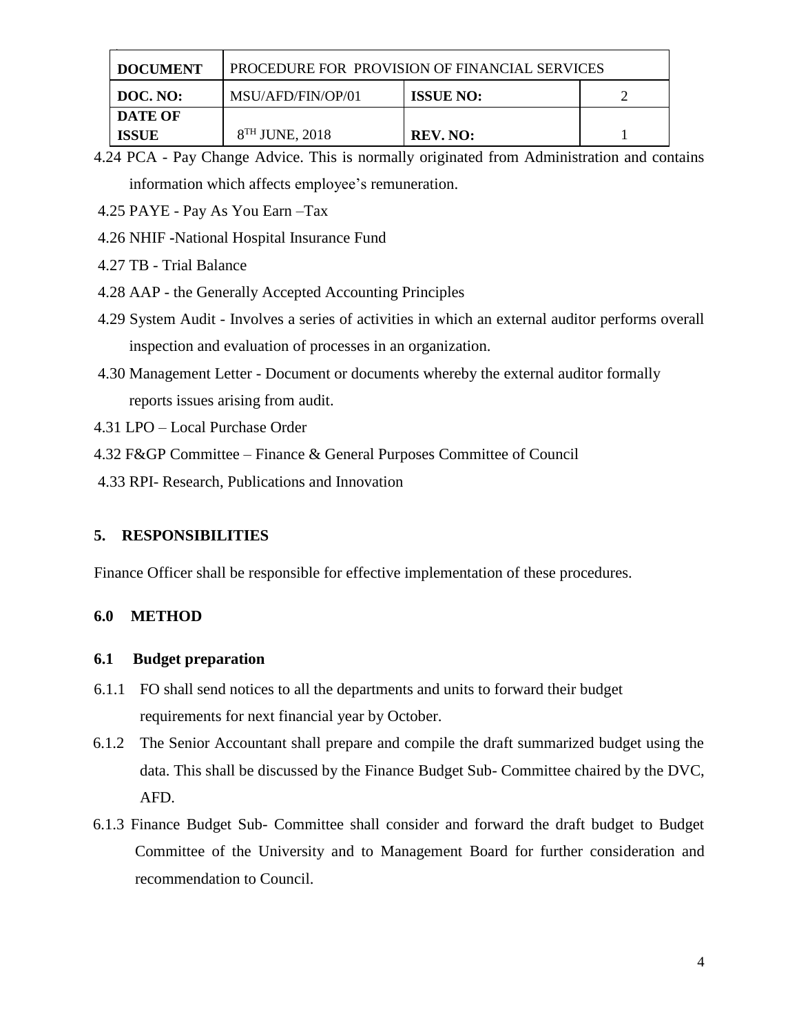| DOCUMENT | PROCEDURE FOR PROVISION OF FINANCIAL SERVICES | | |
|---|---|---|---|
| DOC. NO: | MSU/AFD/FIN/OP/01 | ISSUE NO: | 2 |
| DATE OF ISSUE | 8TH JUNE, 2018 | REV. NO: | 1 |

4.24 PCA - Pay Change Advice. This is normally originated from Administration and contains information which affects employee's remuneration.

4.25 PAYE - Pay As You Earn –Tax

4.26 NHIF -National Hospital Insurance Fund

4.27 TB - Trial Balance

4.28 AAP - the Generally Accepted Accounting Principles

4.29 System Audit - Involves a series of activities in which an external auditor performs overall inspection and evaluation of processes in an organization.

4.30 Management Letter - Document or documents whereby the external auditor formally reports issues arising from audit.

4.31 LPO – Local Purchase Order

4.32 F&GP Committee – Finance & General Purposes Committee of Council

4.33 RPI- Research, Publications and Innovation

## 5. RESPONSIBILITIES

Finance Officer shall be responsible for effective implementation of these procedures.

## 6.0 METHOD

### 6.1 Budget preparation

6.1.1 FO shall send notices to all the departments and units to forward their budget requirements for next financial year by October.

6.1.2 The Senior Accountant shall prepare and compile the draft summarized budget using the data. This shall be discussed by the Finance Budget Sub- Committee chaired by the DVC, AFD.

6.1.3 Finance Budget Sub- Committee shall consider and forward the draft budget to Budget Committee of the University and to Management Board for further consideration and recommendation to Council.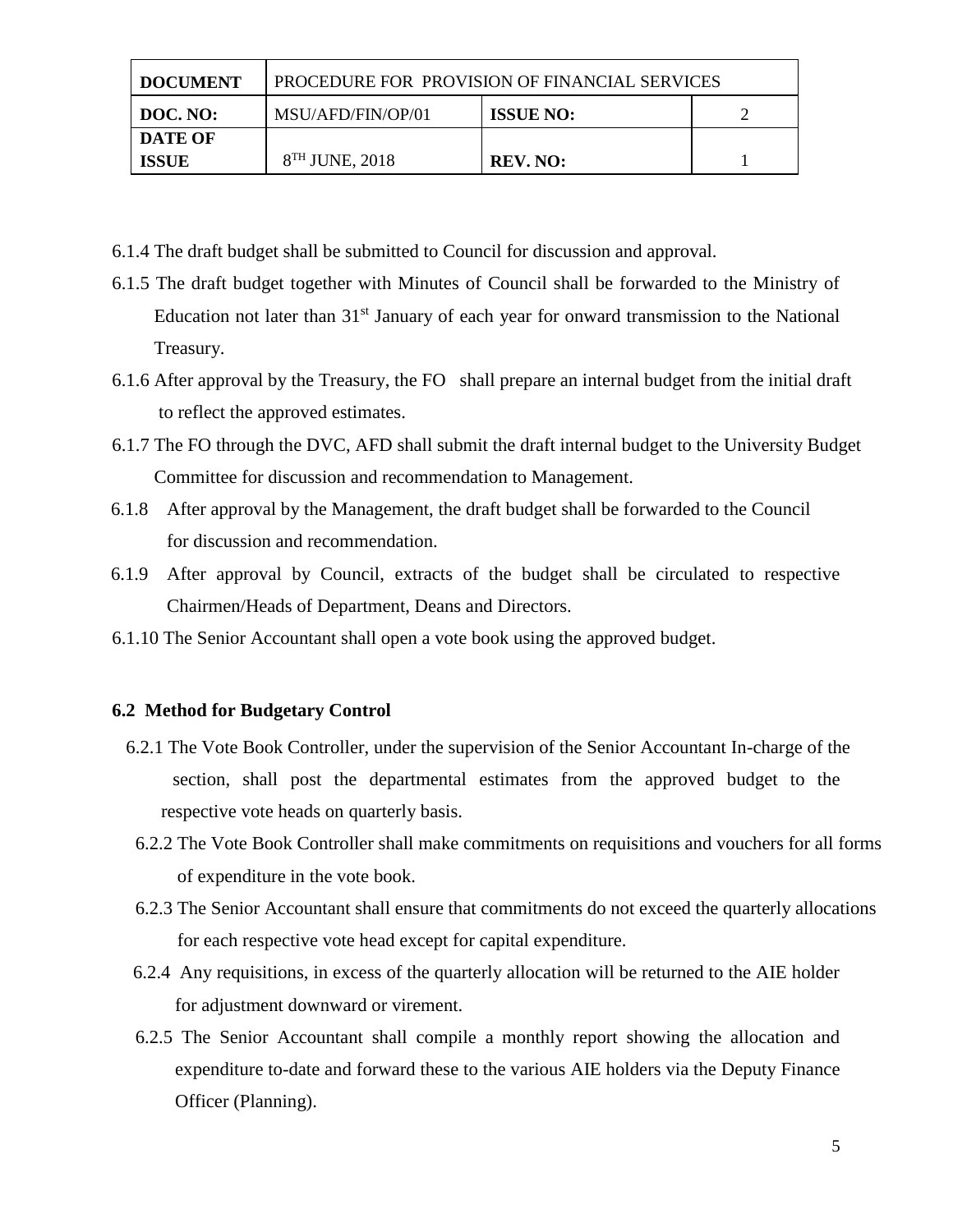| DOCUMENT | PROCEDURE FOR PROVISION OF FINANCIAL SERVICES | | |
|---|---|---|---|
| DOC. NO: | MSU/AFD/FIN/OP/01 | ISSUE NO: | 2 |
| DATE OF ISSUE | 8TH JUNE, 2018 | REV. NO: | 1 |

6.1.4 The draft budget shall be submitted to Council for discussion and approval.

6.1.5 The draft budget together with Minutes of Council shall be forwarded to the Ministry of Education not later than 31st January of each year for onward transmission to the National Treasury.

6.1.6 After approval by the Treasury, the FO shall prepare an internal budget from the initial draft to reflect the approved estimates.

6.1.7 The FO through the DVC, AFD shall submit the draft internal budget to the University Budget Committee for discussion and recommendation to Management.

6.1.8 After approval by the Management, the draft budget shall be forwarded to the Council for discussion and recommendation.

6.1.9 After approval by Council, extracts of the budget shall be circulated to respective Chairmen/Heads of Department, Deans and Directors.

6.1.10 The Senior Accountant shall open a vote book using the approved budget.

**6.2 Method for Budgetary Control**

6.2.1 The Vote Book Controller, under the supervision of the Senior Accountant In-charge of the section, shall post the departmental estimates from the approved budget to the respective vote heads on quarterly basis.

6.2.2 The Vote Book Controller shall make commitments on requisitions and vouchers for all forms of expenditure in the vote book.

6.2.3 The Senior Accountant shall ensure that commitments do not exceed the quarterly allocations for each respective vote head except for capital expenditure.

6.2.4 Any requisitions, in excess of the quarterly allocation will be returned to the AIE holder for adjustment downward or virement.

6.2.5 The Senior Accountant shall compile a monthly report showing the allocation and expenditure to-date and forward these to the various AIE holders via the Deputy Finance Officer (Planning).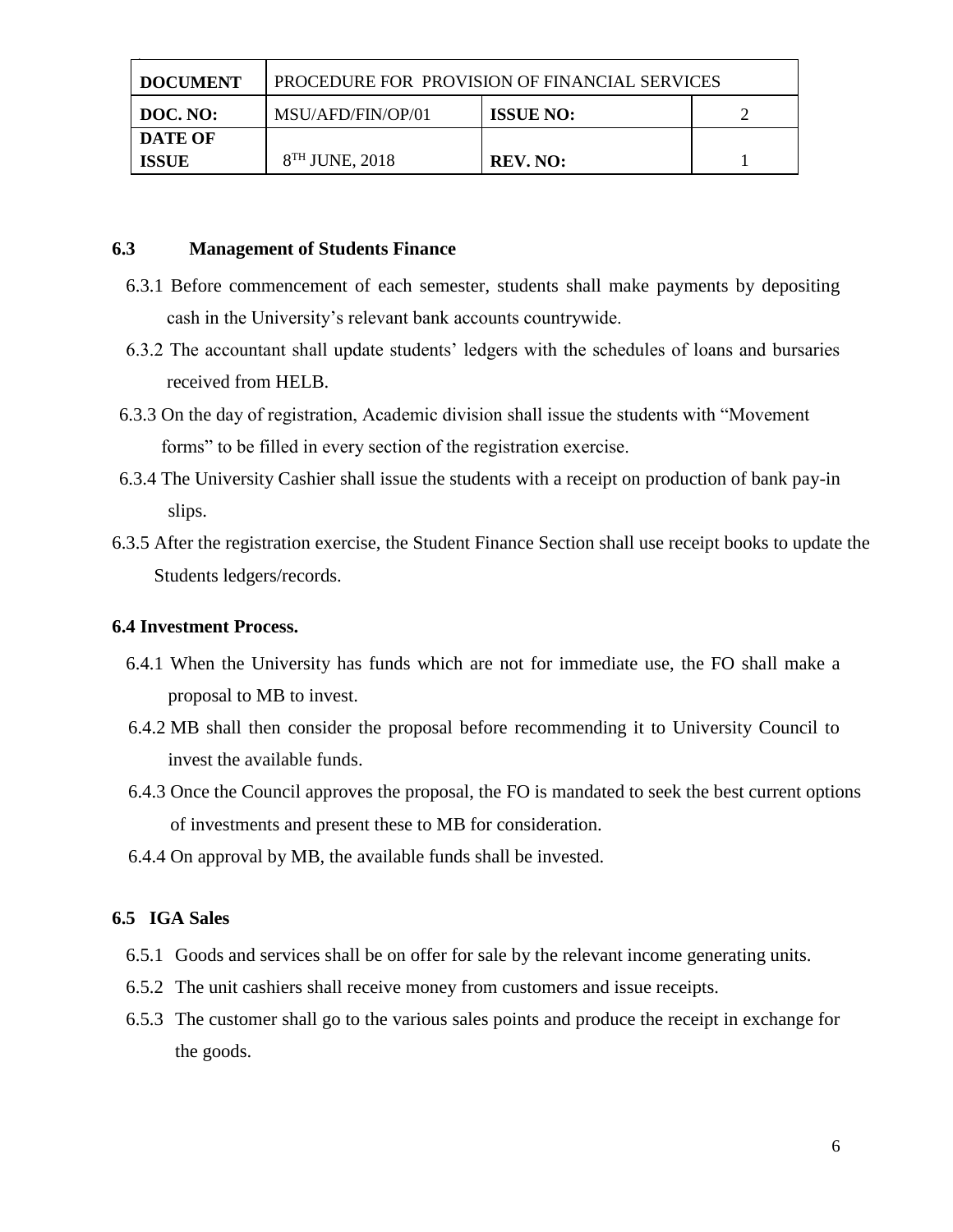| DOCUMENT | PROCEDURE FOR PROVISION OF FINANCIAL SERVICES | | |
|---|---|---|---|
| DOC. NO: | MSU/AFD/FIN/OP/01 | ISSUE NO: | 2 |
| DATE OF ISSUE | 8TH JUNE, 2018 | REV. NO: | 1 |

### 6.3 Management of Students Finance

6.3.1 Before commencement of each semester, students shall make payments by depositing cash in the University's relevant bank accounts countrywide.

6.3.2 The accountant shall update students' ledgers with the schedules of loans and bursaries received from HELB.

6.3.3 On the day of registration, Academic division shall issue the students with "Movement forms" to be filled in every section of the registration exercise.

6.3.4 The University Cashier shall issue the students with a receipt on production of bank pay-in slips.

6.3.5 After the registration exercise, the Student Finance Section shall use receipt books to update the Students ledgers/records.

### 6.4 Investment Process.

6.4.1 When the University has funds which are not for immediate use, the FO shall make a proposal to MB to invest.

6.4.2 MB shall then consider the proposal before recommending it to University Council to invest the available funds.

6.4.3 Once the Council approves the proposal, the FO is mandated to seek the best current options of investments and present these to MB for consideration.

6.4.4 On approval by MB, the available funds shall be invested.

### 6.5 IGA Sales

6.5.1 Goods and services shall be on offer for sale by the relevant income generating units.

6.5.2 The unit cashiers shall receive money from customers and issue receipts.

6.5.3 The customer shall go to the various sales points and produce the receipt in exchange for the goods.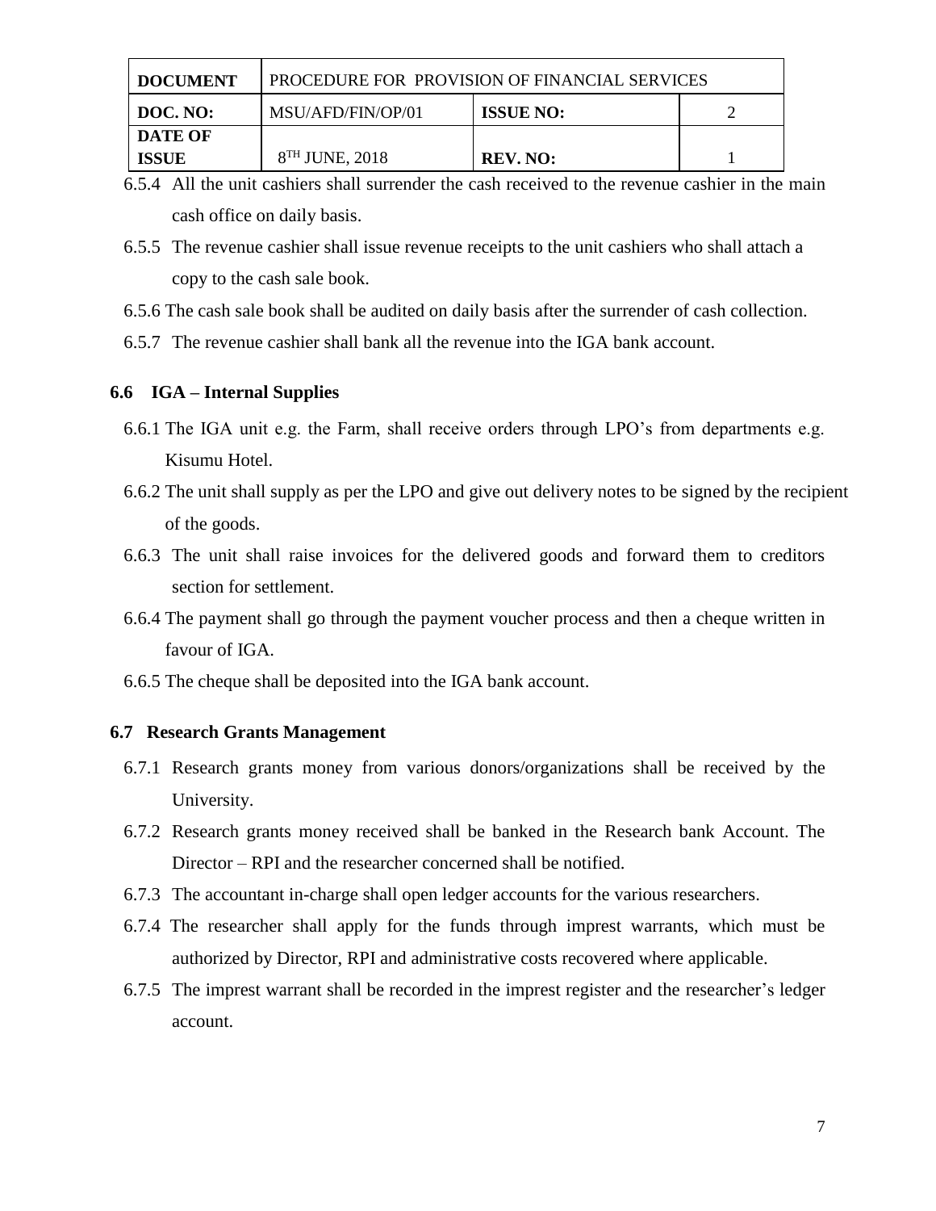6.5.4 All the unit cashiers shall surrender the cash received to the revenue cashier in the main cash office on daily basis.

6.5.5 The revenue cashier shall issue revenue receipts to the unit cashiers who shall attach a copy to the cash sale book.

6.5.6 The cash sale book shall be audited on daily basis after the surrender of cash collection.

6.5.7 The revenue cashier shall bank all the revenue into the IGA bank account.

### 6.6 IGA – Internal Supplies

6.6.1 The IGA unit e.g. the Farm, shall receive orders through LPO's from departments e.g. Kisumu Hotel.

6.6.2 The unit shall supply as per the LPO and give out delivery notes to be signed by the recipient of the goods.

6.6.3 The unit shall raise invoices for the delivered goods and forward them to creditors section for settlement.

6.6.4 The payment shall go through the payment voucher process and then a cheque written in favour of IGA.

6.6.5 The cheque shall be deposited into the IGA bank account.

### 6.7 Research Grants Management

6.7.1 Research grants money from various donors/organizations shall be received by the University.

6.7.2 Research grants money received shall be banked in the Research bank Account. The Director – RPI and the researcher concerned shall be notified.

6.7.3 The accountant in-charge shall open ledger accounts for the various researchers.

6.7.4 The researcher shall apply for the funds through imprest warrants, which must be authorized by Director, RPI and administrative costs recovered where applicable.

6.7.5 The imprest warrant shall be recorded in the imprest register and the researcher's ledger account.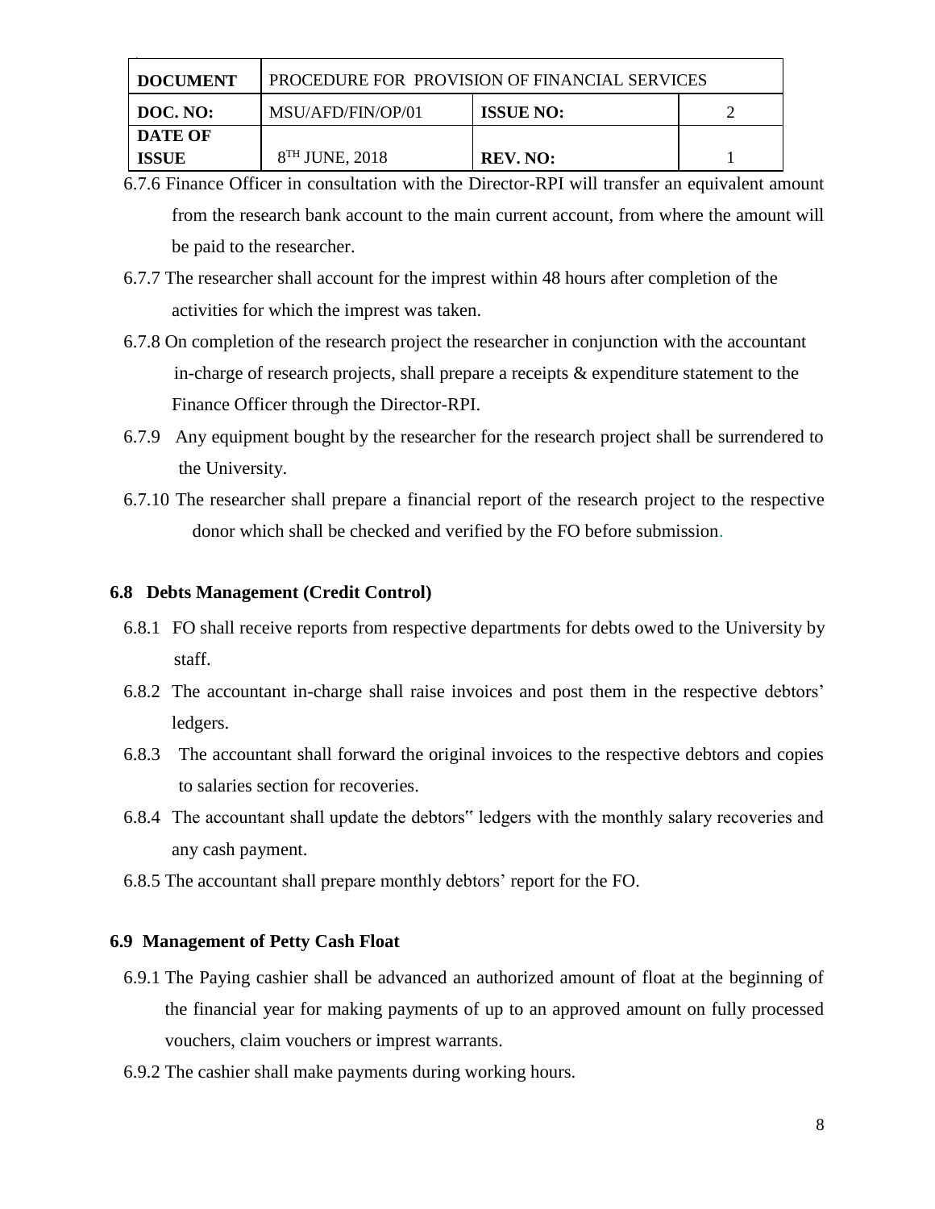6.7.6 Finance Officer in consultation with the Director-RPI will transfer an equivalent amount from the research bank account to the main current account, from where the amount will be paid to the researcher.

6.7.7 The researcher shall account for the imprest within 48 hours after completion of the activities for which the imprest was taken.

6.7.8 On completion of the research project the researcher in conjunction with the accountant in-charge of research projects, shall prepare a receipts & expenditure statement to the Finance Officer through the Director-RPI.

6.7.9 Any equipment bought by the researcher for the research project shall be surrendered to the University.

6.7.10 The researcher shall prepare a financial report of the research project to the respective donor which shall be checked and verified by the FO before submission.

### 6.8 Debts Management (Credit Control)

6.8.1 FO shall receive reports from respective departments for debts owed to the University by staff.

6.8.2 The accountant in-charge shall raise invoices and post them in the respective debtors' ledgers.

6.8.3 The accountant shall forward the original invoices to the respective debtors and copies to salaries section for recoveries.

6.8.4 The accountant shall update the debtors‟ ledgers with the monthly salary recoveries and any cash payment.

6.8.5 The accountant shall prepare monthly debtors' report for the FO.

### 6.9 Management of Petty Cash Float

6.9.1 The Paying cashier shall be advanced an authorized amount of float at the beginning of the financial year for making payments of up to an approved amount on fully processed vouchers, claim vouchers or imprest warrants.

6.9.2 The cashier shall make payments during working hours.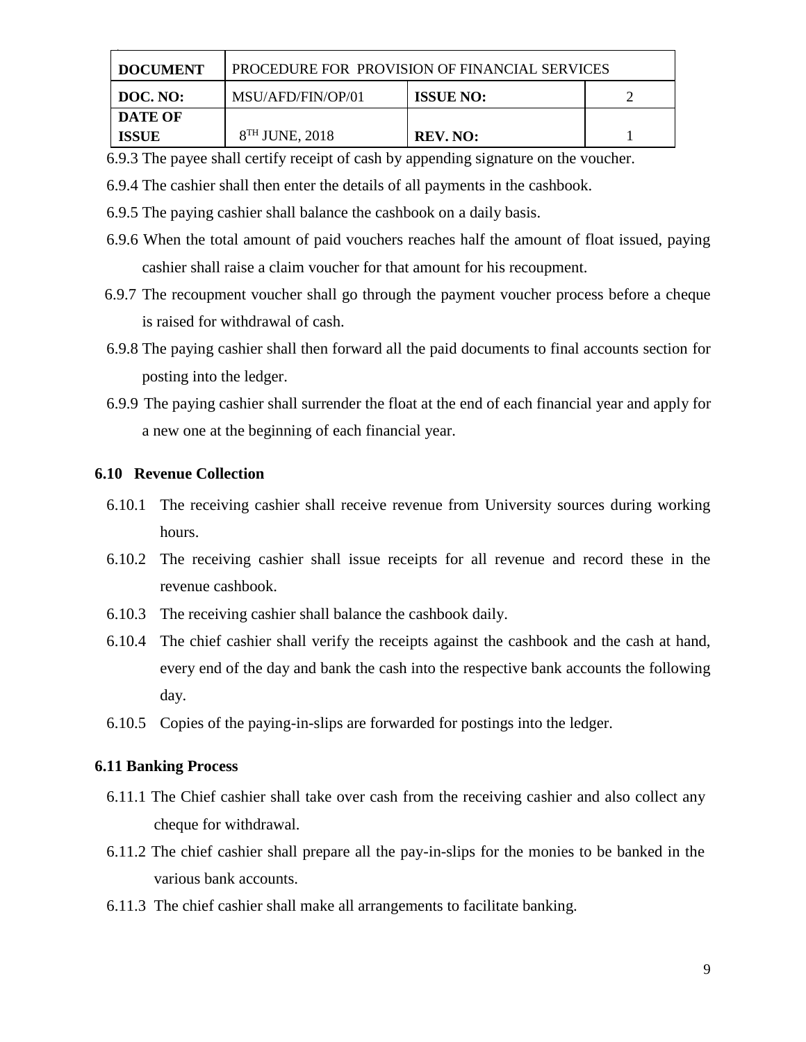6.9.3 The payee shall certify receipt of cash by appending signature on the voucher.

6.9.4 The cashier shall then enter the details of all payments in the cashbook.

6.9.5 The paying cashier shall balance the cashbook on a daily basis.

6.9.6 When the total amount of paid vouchers reaches half the amount of float issued, paying cashier shall raise a claim voucher for that amount for his recoupment.

6.9.7 The recoupment voucher shall go through the payment voucher process before a cheque is raised for withdrawal of cash.

6.9.8 The paying cashier shall then forward all the paid documents to final accounts section for posting into the ledger.

6.9.9 The paying cashier shall surrender the float at the end of each financial year and apply for a new one at the beginning of each financial year.

### 6.10 Revenue Collection

6.10.1 The receiving cashier shall receive revenue from University sources during working hours.

6.10.2 The receiving cashier shall issue receipts for all revenue and record these in the revenue cashbook.

6.10.3 The receiving cashier shall balance the cashbook daily.

6.10.4 The chief cashier shall verify the receipts against the cashbook and the cash at hand, every end of the day and bank the cash into the respective bank accounts the following day.

6.10.5 Copies of the paying-in-slips are forwarded for postings into the ledger.

### 6.11 Banking Process

6.11.1 The Chief cashier shall take over cash from the receiving cashier and also collect any cheque for withdrawal.

6.11.2 The chief cashier shall prepare all the pay-in-slips for the monies to be banked in the various bank accounts.

6.11.3 The chief cashier shall make all arrangements to facilitate banking.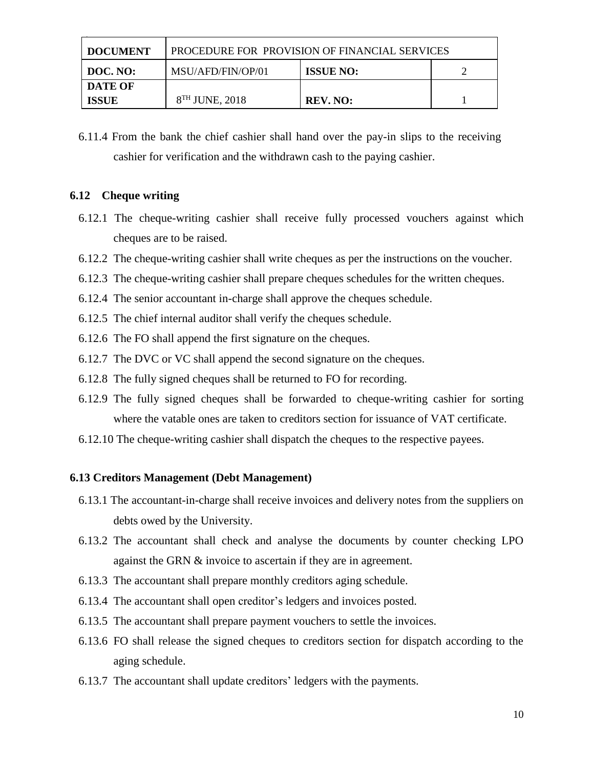| DOCUMENT | PROCEDURE FOR PROVISION OF FINANCIAL SERVICES | | |
|---|---|---|---|
| DOC. NO: | MSU/AFD/FIN/OP/01 | ISSUE NO: | 2 |
| DATE OF ISSUE | 8TH JUNE, 2018 | REV. NO: | 1 |

6.11.4 From the bank the chief cashier shall hand over the pay-in slips to the receiving cashier for verification and the withdrawn cash to the paying cashier.

### 6.12 Cheque writing

6.12.1 The cheque-writing cashier shall receive fully processed vouchers against which cheques are to be raised.

6.12.2 The cheque-writing cashier shall write cheques as per the instructions on the voucher.

6.12.3 The cheque-writing cashier shall prepare cheques schedules for the written cheques.

6.12.4 The senior accountant in-charge shall approve the cheques schedule.

6.12.5 The chief internal auditor shall verify the cheques schedule.

6.12.6 The FO shall append the first signature on the cheques.

6.12.7 The DVC or VC shall append the second signature on the cheques.

6.12.8 The fully signed cheques shall be returned to FO for recording.

6.12.9 The fully signed cheques shall be forwarded to cheque-writing cashier for sorting where the vatable ones are taken to creditors section for issuance of VAT certificate.

6.12.10 The cheque-writing cashier shall dispatch the cheques to the respective payees.

### 6.13 Creditors Management (Debt Management)

6.13.1 The accountant-in-charge shall receive invoices and delivery notes from the suppliers on debts owed by the University.

6.13.2 The accountant shall check and analyse the documents by counter checking LPO against the GRN & invoice to ascertain if they are in agreement.

6.13.3 The accountant shall prepare monthly creditors aging schedule.

6.13.4 The accountant shall open creditor's ledgers and invoices posted.

6.13.5 The accountant shall prepare payment vouchers to settle the invoices.

6.13.6 FO shall release the signed cheques to creditors section for dispatch according to the aging schedule.

6.13.7 The accountant shall update creditors' ledgers with the payments.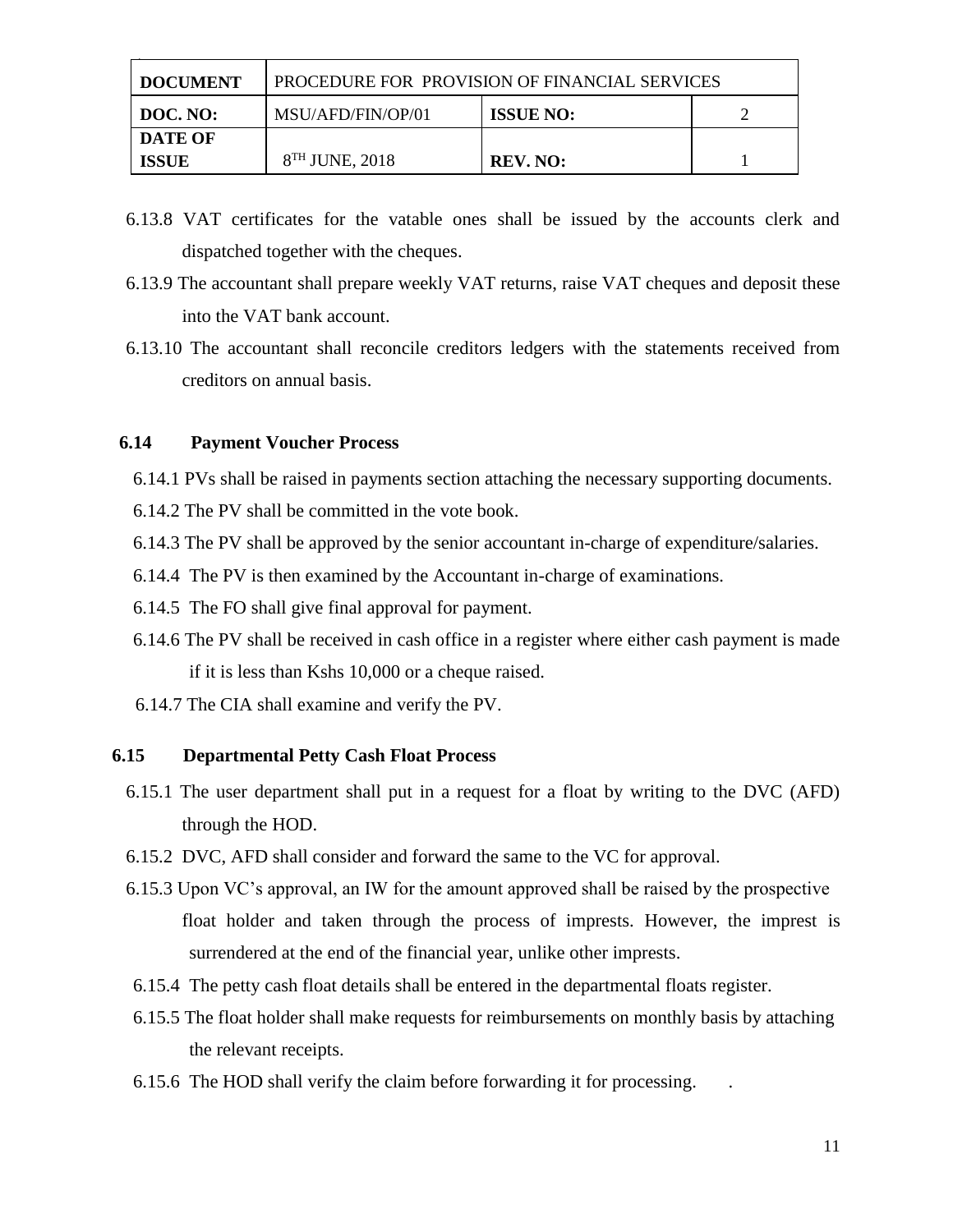6.13.8 VAT certificates for the vatable ones shall be issued by the accounts clerk and dispatched together with the cheques.

6.13.9 The accountant shall prepare weekly VAT returns, raise VAT cheques and deposit these into the VAT bank account.

6.13.10 The accountant shall reconcile creditors ledgers with the statements received from creditors on annual basis.

### 6.14 Payment Voucher Process

6.14.1 PVs shall be raised in payments section attaching the necessary supporting documents.

6.14.2 The PV shall be committed in the vote book.

6.14.3 The PV shall be approved by the senior accountant in-charge of expenditure/salaries.

6.14.4 The PV is then examined by the Accountant in-charge of examinations.

6.14.5 The FO shall give final approval for payment.

6.14.6 The PV shall be received in cash office in a register where either cash payment is made if it is less than Kshs 10,000 or a cheque raised.

6.14.7 The CIA shall examine and verify the PV.

### 6.15 Departmental Petty Cash Float Process

6.15.1 The user department shall put in a request for a float by writing to the DVC (AFD) through the HOD.

6.15.2 DVC, AFD shall consider and forward the same to the VC for approval.

6.15.3 Upon VC's approval, an IW for the amount approved shall be raised by the prospective float holder and taken through the process of imprests. However, the imprest is surrendered at the end of the financial year, unlike other imprests.

6.15.4 The petty cash float details shall be entered in the departmental floats register.

6.15.5 The float holder shall make requests for reimbursements on monthly basis by attaching the relevant receipts.

6.15.6 The HOD shall verify the claim before forwarding it for processing. .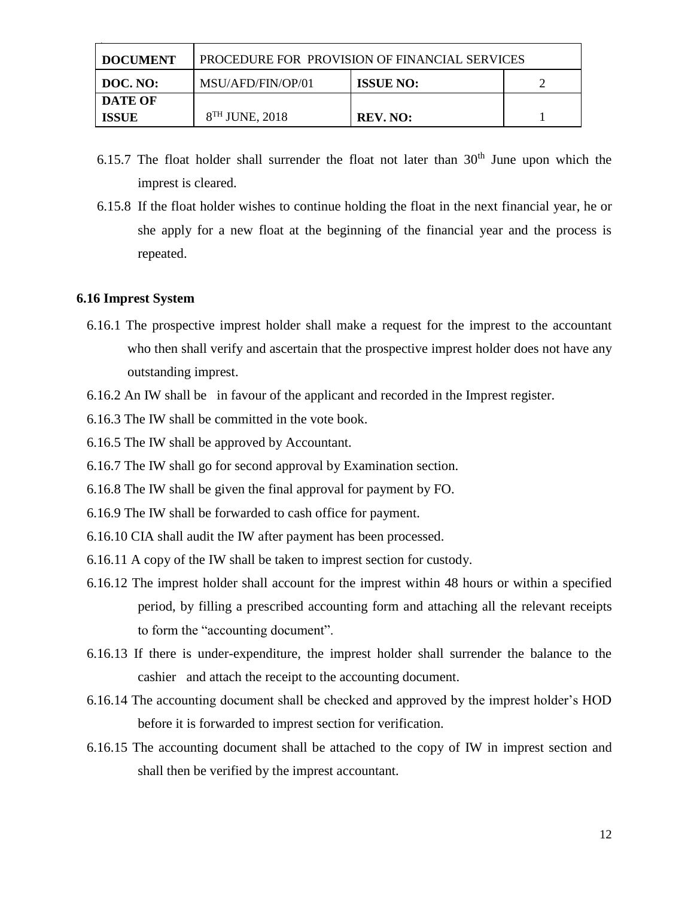6.15.7 The float holder shall surrender the float not later than 30th June upon which the imprest is cleared.

6.15.8 If the float holder wishes to continue holding the float in the next financial year, he or she apply for a new float at the beginning of the financial year and the process is repeated.

**6.16 Imprest System**

6.16.1 The prospective imprest holder shall make a request for the imprest to the accountant who then shall verify and ascertain that the prospective imprest holder does not have any outstanding imprest.

6.16.2 An IW shall be in favour of the applicant and recorded in the Imprest register.

6.16.3 The IW shall be committed in the vote book.

6.16.5 The IW shall be approved by Accountant.

6.16.7 The IW shall go for second approval by Examination section.

6.16.8 The IW shall be given the final approval for payment by FO.

6.16.9 The IW shall be forwarded to cash office for payment.

6.16.10 CIA shall audit the IW after payment has been processed.

6.16.11 A copy of the IW shall be taken to imprest section for custody.

6.16.12 The imprest holder shall account for the imprest within 48 hours or within a specified period, by filling a prescribed accounting form and attaching all the relevant receipts to form the "accounting document".

6.16.13 If there is under-expenditure, the imprest holder shall surrender the balance to the cashier and attach the receipt to the accounting document.

6.16.14 The accounting document shall be checked and approved by the imprest holder's HOD before it is forwarded to imprest section for verification.

6.16.15 The accounting document shall be attached to the copy of IW in imprest section and shall then be verified by the imprest accountant.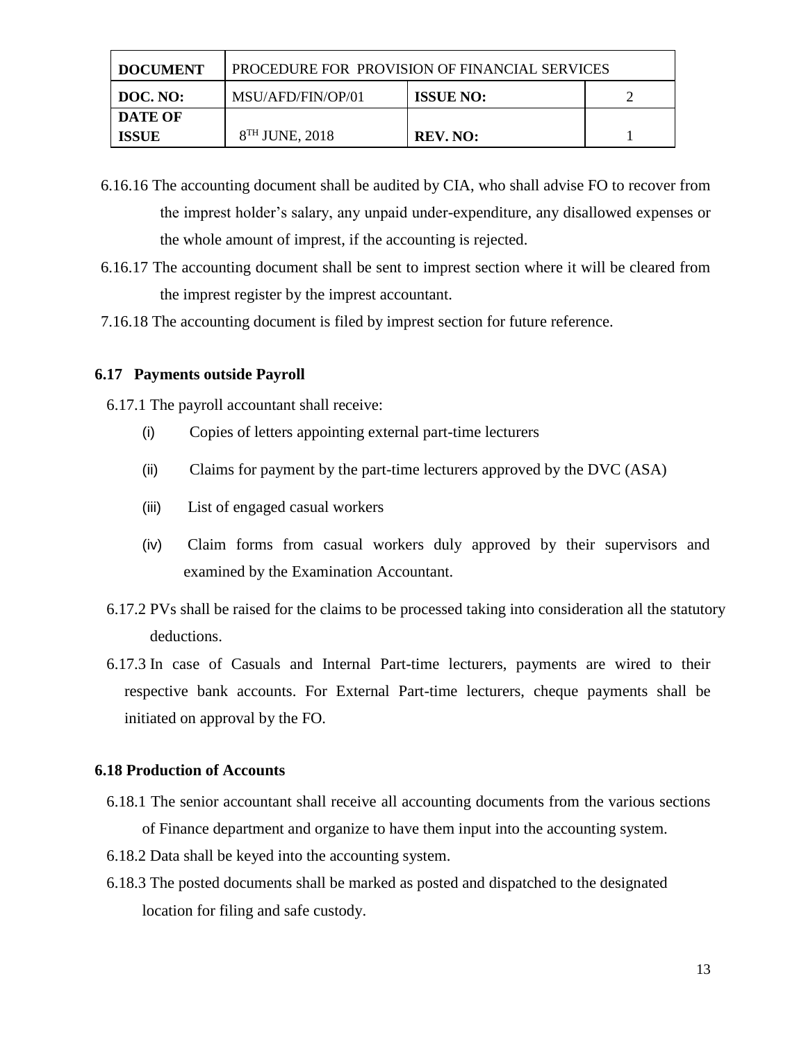6.16.16 The accounting document shall be audited by CIA, who shall advise FO to recover from the imprest holder's salary, any unpaid under-expenditure, any disallowed expenses or the whole amount of imprest, if the accounting is rejected.

6.16.17 The accounting document shall be sent to imprest section where it will be cleared from the imprest register by the imprest accountant.

7.16.18 The accounting document is filed by imprest section for future reference.

### 6.17 Payments outside Payroll

6.17.1 The payroll accountant shall receive:

- (i) Copies of letters appointing external part-time lecturers
- (ii) Claims for payment by the part-time lecturers approved by the DVC (ASA)
- (iii) List of engaged casual workers
- (iv) Claim forms from casual workers duly approved by their supervisors and examined by the Examination Accountant.

6.17.2 PVs shall be raised for the claims to be processed taking into consideration all the statutory deductions.

6.17.3 In case of Casuals and Internal Part-time lecturers, payments are wired to their respective bank accounts. For External Part-time lecturers, cheque payments shall be initiated on approval by the FO.

### 6.18 Production of Accounts

6.18.1 The senior accountant shall receive all accounting documents from the various sections of Finance department and organize to have them input into the accounting system.

6.18.2 Data shall be keyed into the accounting system.

6.18.3 The posted documents shall be marked as posted and dispatched to the designated location for filing and safe custody.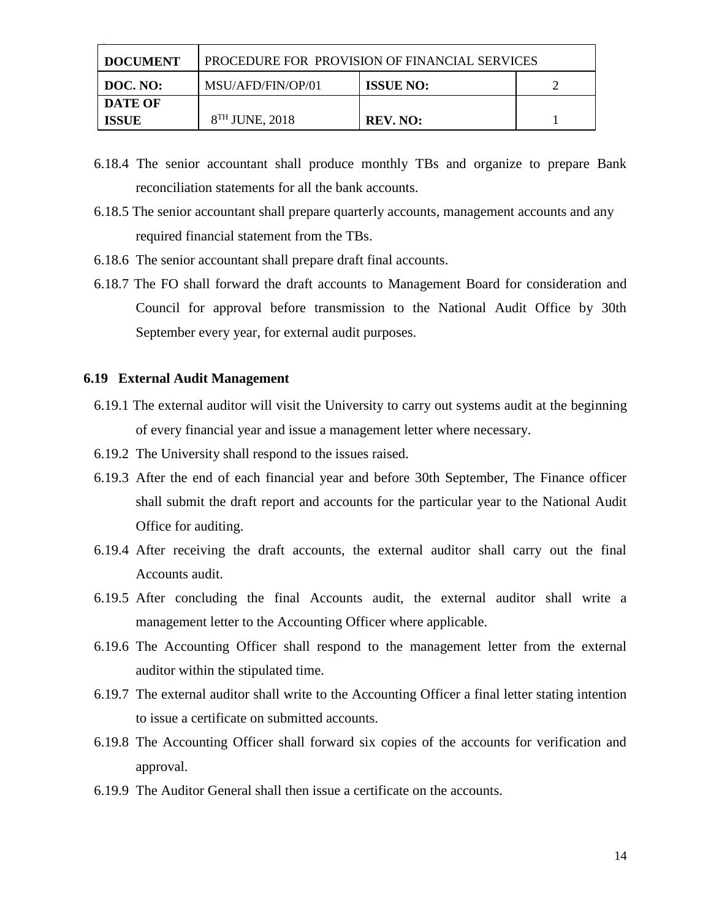6.18.4 The senior accountant shall produce monthly TBs and organize to prepare Bank reconciliation statements for all the bank accounts.

6.18.5 The senior accountant shall prepare quarterly accounts, management accounts and any required financial statement from the TBs.

6.18.6 The senior accountant shall prepare draft final accounts.

6.18.7 The FO shall forward the draft accounts to Management Board for consideration and Council for approval before transmission to the National Audit Office by 30th September every year, for external audit purposes.

### 6.19 External Audit Management

6.19.1 The external auditor will visit the University to carry out systems audit at the beginning of every financial year and issue a management letter where necessary.

6.19.2 The University shall respond to the issues raised.

6.19.3 After the end of each financial year and before 30th September, The Finance officer shall submit the draft report and accounts for the particular year to the National Audit Office for auditing.

6.19.4 After receiving the draft accounts, the external auditor shall carry out the final Accounts audit.

6.19.5 After concluding the final Accounts audit, the external auditor shall write a management letter to the Accounting Officer where applicable.

6.19.6 The Accounting Officer shall respond to the management letter from the external auditor within the stipulated time.

6.19.7 The external auditor shall write to the Accounting Officer a final letter stating intention to issue a certificate on submitted accounts.

6.19.8 The Accounting Officer shall forward six copies of the accounts for verification and approval.

6.19.9 The Auditor General shall then issue a certificate on the accounts.